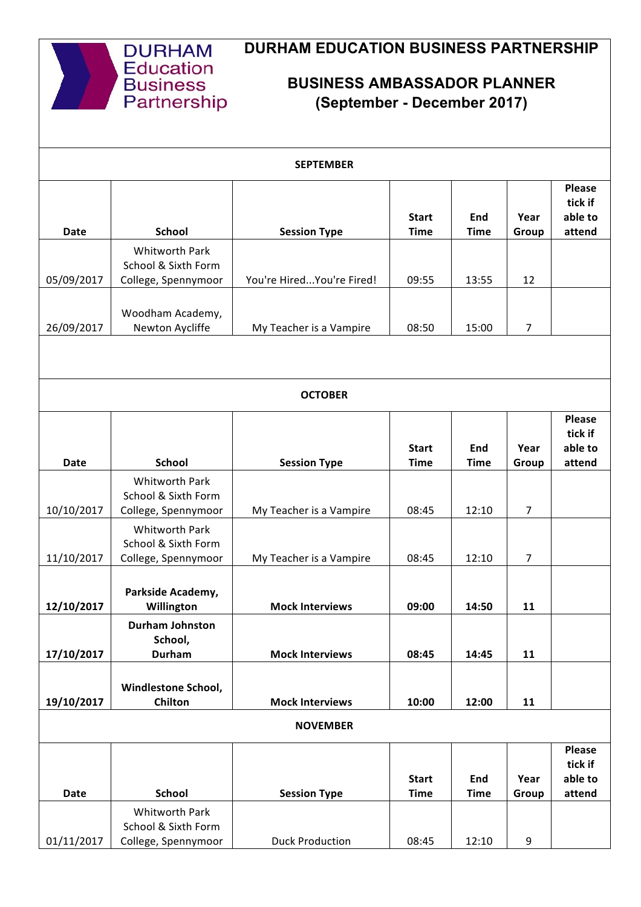# DURHAM EDUCATION BUSINESS PARTNERSHIP

## BUSINESS AMBASSADOR PLANNER (September - December 2017)

### SEPTEMBER

| Date | School | Session Type | Start Time | End Time | Year Group | Please tick if able to attend |
|---|---|---|---|---|---|---|
| 05/09/2017 | Whitworth Park School & Sixth Form College, Spennymoor | You're Hired...You're Fired! | 09:55 | 13:55 | 12 | |
| 26/09/2017 | Woodham Academy, Newton Aycliffe | My Teacher is a Vampire | 08:50 | 15:00 | 7 | |

### OCTOBER

| Date | School | Session Type | Start Time | End Time | Year Group | Please tick if able to attend |
|---|---|---|---|---|---|---|
| 10/10/2017 | Whitworth Park School & Sixth Form College, Spennymoor | My Teacher is a Vampire | 08:45 | 12:10 | 7 | |
| 11/10/2017 | Whitworth Park School & Sixth Form College, Spennymoor | My Teacher is a Vampire | 08:45 | 12:10 | 7 | |
| **12/10/2017** | **Parkside Academy, Willington** | **Mock Interviews** | **09:00** | **14:50** | **11** | |
| **17/10/2017** | **Durham Johnston School, Durham** | **Mock Interviews** | **08:45** | **14:45** | **11** | |
| **19/10/2017** | **Windlestone School, Chilton** | **Mock Interviews** | **10:00** | **12:00** | **11** | |

### NOVEMBER

| Date | School | Session Type | Start Time | End Time | Year Group | Please tick if able to attend |
|---|---|---|---|---|---|---|
| 01/11/2017 | Whitworth Park School & Sixth Form College, Spennymoor | Duck Production | 08:45 | 12:10 | 9 | |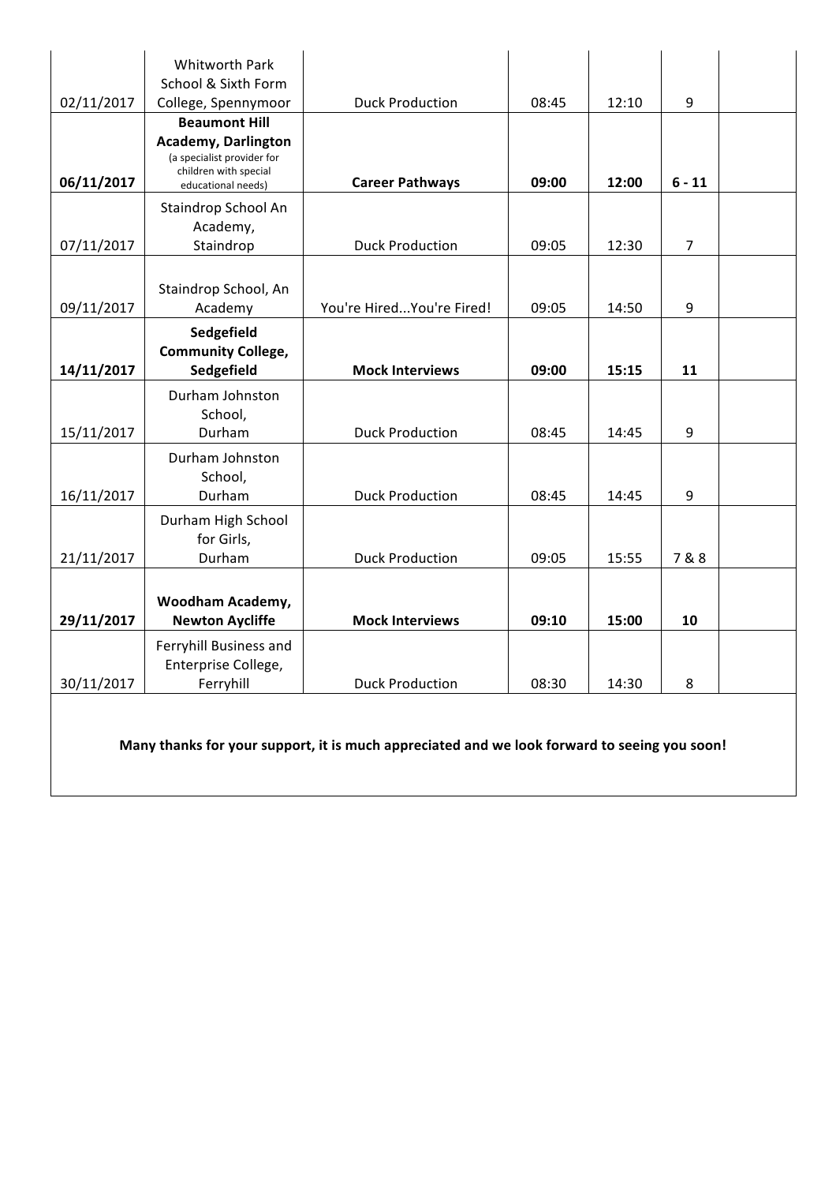| | | | | | | |
|---|---|---|---|---|---|---|
| 02/11/2017 | Whitworth Park School & Sixth Form College, Spennymoor | Duck Production | 08:45 | 12:10 | 9 | |
| **06/11/2017** | **Beaumont Hill Academy, Darlington** (a specialist provider for children with special educational needs) | **Career Pathways** | **09:00** | **12:00** | **6 - 11** | |
| 07/11/2017 | Staindrop School An Academy, Staindrop | Duck Production | 09:05 | 12:30 | 7 | |
| 09/11/2017 | Staindrop School, An Academy | You're Hired...You're Fired! | 09:05 | 14:50 | 9 | |
| **14/11/2017** | **Sedgefield Community College, Sedgefield** | **Mock Interviews** | **09:00** | **15:15** | **11** | |
| 15/11/2017 | Durham Johnston School, Durham | Duck Production | 08:45 | 14:45 | 9 | |
| 16/11/2017 | Durham Johnston School, Durham | Duck Production | 08:45 | 14:45 | 9 | |
| 21/11/2017 | Durham High School for Girls, Durham | Duck Production | 09:05 | 15:55 | 7 & 8 | |
| **29/11/2017** | **Woodham Academy, Newton Aycliffe** | **Mock Interviews** | **09:10** | **15:00** | **10** | |
| 30/11/2017 | Ferryhill Business and Enterprise College, Ferryhill | Duck Production | 08:30 | 14:30 | 8 | |

**Many thanks for your support, it is much appreciated and we look forward to seeing you soon!**